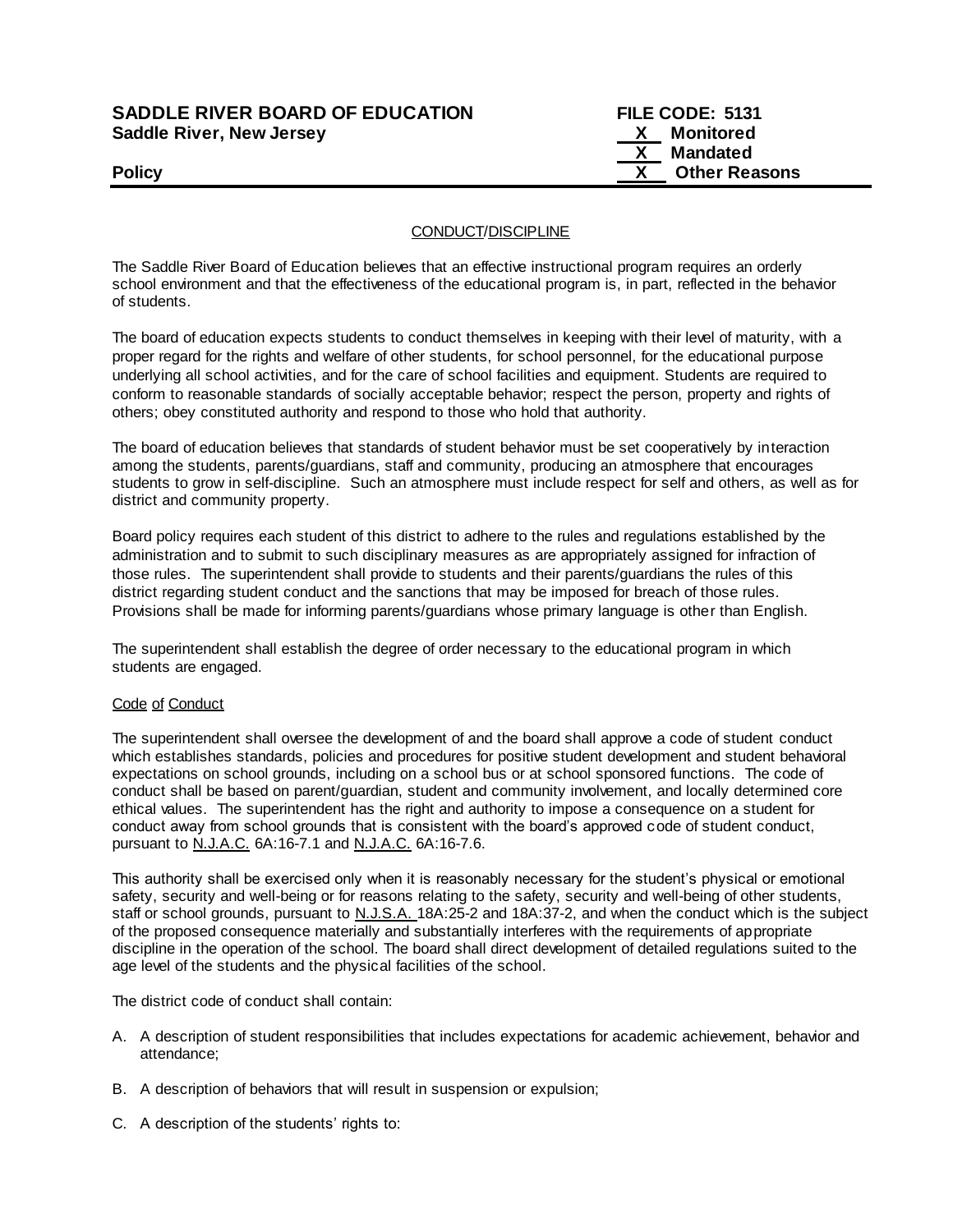**SADDLE RIVER BOARD OF EDUCATION** **FILE CODE: 5131**
**Saddle River, New Jersey**

X Monitored
X Mandated
X Other Reasons

**Policy**

## CONDUCT/DISCIPLINE

The Saddle River Board of Education believes that an effective instructional program requires an orderly school environment and that the effectiveness of the educational program is, in part, reflected in the behavior of students.

The board of education expects students to conduct themselves in keeping with their level of maturity, with a proper regard for the rights and welfare of other students, for school personnel, for the educational purpose underlying all school activities, and for the care of school facilities and equipment. Students are required to conform to reasonable standards of socially acceptable behavior; respect the person, property and rights of others; obey constituted authority and respond to those who hold that authority.

The board of education believes that standards of student behavior must be set cooperatively by interaction among the students, parents/guardians, staff and community, producing an atmosphere that encourages students to grow in self-discipline. Such an atmosphere must include respect for self and others, as well as for district and community property.

Board policy requires each student of this district to adhere to the rules and regulations established by the administration and to submit to such disciplinary measures as are appropriately assigned for infraction of those rules. The superintendent shall provide to students and their parents/guardians the rules of this district regarding student conduct and the sanctions that may be imposed for breach of those rules. Provisions shall be made for informing parents/guardians whose primary language is other than English.

The superintendent shall establish the degree of order necessary to the educational program in which students are engaged.

### Code of Conduct

The superintendent shall oversee the development of and the board shall approve a code of student conduct which establishes standards, policies and procedures for positive student development and student behavioral expectations on school grounds, including on a school bus or at school sponsored functions. The code of conduct shall be based on parent/guardian, student and community involvement, and locally determined core ethical values. The superintendent has the right and authority to impose a consequence on a student for conduct away from school grounds that is consistent with the board's approved code of student conduct, pursuant to N.J.A.C. 6A:16-7.1 and N.J.A.C. 6A:16-7.6.

This authority shall be exercised only when it is reasonably necessary for the student's physical or emotional safety, security and well-being or for reasons relating to the safety, security and well-being of other students, staff or school grounds, pursuant to N.J.S.A. 18A:25-2 and 18A:37-2, and when the conduct which is the subject of the proposed consequence materially and substantially interferes with the requirements of appropriate discipline in the operation of the school. The board shall direct development of detailed regulations suited to the age level of the students and the physical facilities of the school.

The district code of conduct shall contain:

A. A description of student responsibilities that includes expectations for academic achievement, behavior and attendance;

B. A description of behaviors that will result in suspension or expulsion;

C. A description of the students' rights to: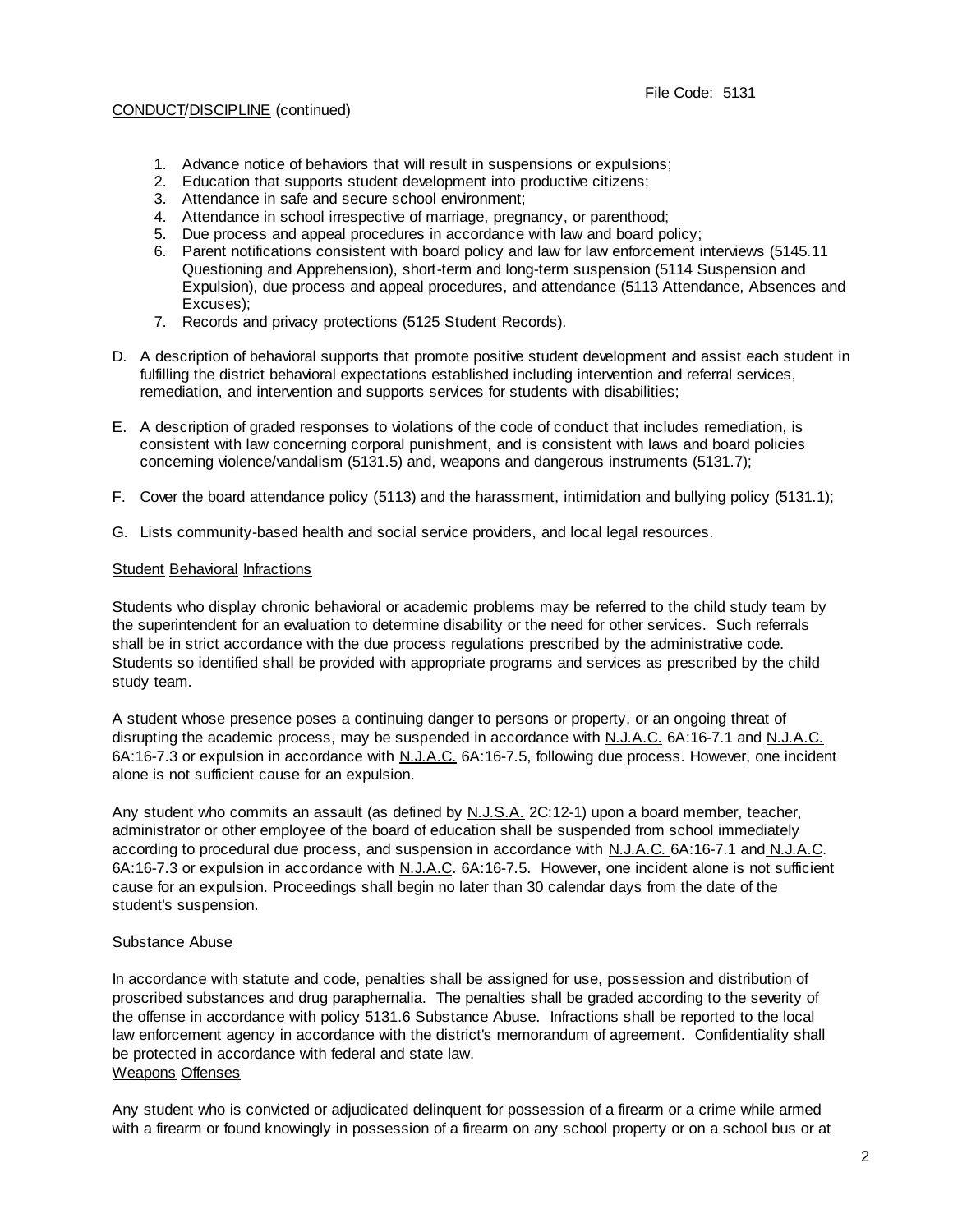1. Advance notice of behaviors that will result in suspensions or expulsions;
2. Education that supports student development into productive citizens;
3. Attendance in safe and secure school environment;
4. Attendance in school irrespective of marriage, pregnancy, or parenthood;
5. Due process and appeal procedures in accordance with law and board policy;
6. Parent notifications consistent with board policy and law for law enforcement interviews (5145.11 Questioning and Apprehension), short-term and long-term suspension (5114 Suspension and Expulsion), due process and appeal procedures, and attendance (5113 Attendance, Absences and Excuses);
7. Records and privacy protections (5125 Student Records).

D. A description of behavioral supports that promote positive student development and assist each student in fulfilling the district behavioral expectations established including intervention and referral services, remediation, and intervention and supports services for students with disabilities;

E. A description of graded responses to violations of the code of conduct that includes remediation, is consistent with law concerning corporal punishment, and is consistent with laws and board policies concerning violence/vandalism (5131.5) and, weapons and dangerous instruments (5131.7);

F. Cover the board attendance policy (5113) and the harassment, intimidation and bullying policy (5131.1);

G. Lists community-based health and social service providers, and local legal resources.

Student Behavioral Infractions

Students who display chronic behavioral or academic problems may be referred to the child study team by the superintendent for an evaluation to determine disability or the need for other services. Such referrals shall be in strict accordance with the due process regulations prescribed by the administrative code. Students so identified shall be provided with appropriate programs and services as prescribed by the child study team.

A student whose presence poses a continuing danger to persons or property, or an ongoing threat of disrupting the academic process, may be suspended in accordance with N.J.A.C. 6A:16-7.1 and N.J.A.C. 6A:16-7.3 or expulsion in accordance with N.J.A.C. 6A:16-7.5, following due process. However, one incident alone is not sufficient cause for an expulsion.

Any student who commits an assault (as defined by N.J.S.A. 2C:12-1) upon a board member, teacher, administrator or other employee of the board of education shall be suspended from school immediately according to procedural due process, and suspension in accordance with N.J.A.C. 6A:16-7.1 and N.J.A.C. 6A:16-7.3 or expulsion in accordance with N.J.A.C. 6A:16-7.5. However, one incident alone is not sufficient cause for an expulsion. Proceedings shall begin no later than 30 calendar days from the date of the student's suspension.

Substance Abuse

In accordance with statute and code, penalties shall be assigned for use, possession and distribution of proscribed substances and drug paraphernalia. The penalties shall be graded according to the severity of the offense in accordance with policy 5131.6 Substance Abuse. Infractions shall be reported to the local law enforcement agency in accordance with the district's memorandum of agreement. Confidentiality shall be protected in accordance with federal and state law.

Weapons Offenses

Any student who is convicted or adjudicated delinquent for possession of a firearm or a crime while armed with a firearm or found knowingly in possession of a firearm on any school property or on a school bus or at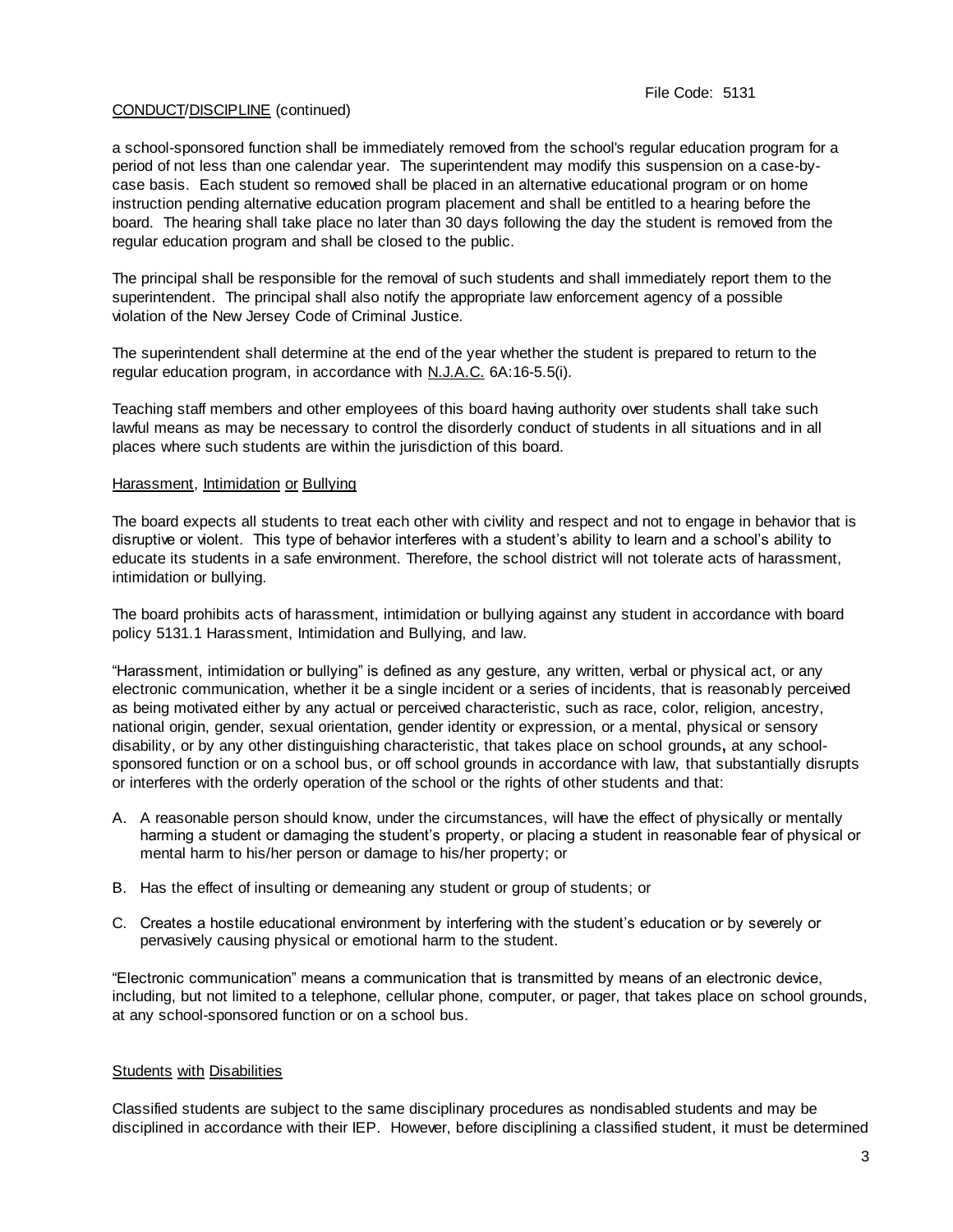a school-sponsored function shall be immediately removed from the school's regular education program for a period of not less than one calendar year. The superintendent may modify this suspension on a case-by-case basis. Each student so removed shall be placed in an alternative educational program or on home instruction pending alternative education program placement and shall be entitled to a hearing before the board. The hearing shall take place no later than 30 days following the day the student is removed from the regular education program and shall be closed to the public.

The principal shall be responsible for the removal of such students and shall immediately report them to the superintendent. The principal shall also notify the appropriate law enforcement agency of a possible violation of the New Jersey Code of Criminal Justice.

The superintendent shall determine at the end of the year whether the student is prepared to return to the regular education program, in accordance with N.J.A.C. 6A:16-5.5(i).

Teaching staff members and other employees of this board having authority over students shall take such lawful means as may be necessary to control the disorderly conduct of students in all situations and in all places where such students are within the jurisdiction of this board.

## Harassment, Intimidation or Bullying

The board expects all students to treat each other with civility and respect and not to engage in behavior that is disruptive or violent. This type of behavior interferes with a student's ability to learn and a school's ability to educate its students in a safe environment. Therefore, the school district will not tolerate acts of harassment, intimidation or bullying.

The board prohibits acts of harassment, intimidation or bullying against any student in accordance with board policy 5131.1 Harassment, Intimidation and Bullying, and law.

"Harassment, intimidation or bullying" is defined as any gesture, any written, verbal or physical act, or any electronic communication, whether it be a single incident or a series of incidents, that is reasonably perceived as being motivated either by any actual or perceived characteristic, such as race, color, religion, ancestry, national origin, gender, sexual orientation, gender identity or expression, or a mental, physical or sensory disability, or by any other distinguishing characteristic, that takes place on school grounds**,** at any school-sponsored function or on a school bus, or off school grounds in accordance with law, that substantially disrupts or interferes with the orderly operation of the school or the rights of other students and that:

A. A reasonable person should know, under the circumstances, will have the effect of physically or mentally harming a student or damaging the student's property, or placing a student in reasonable fear of physical or mental harm to his/her person or damage to his/her property; or

B. Has the effect of insulting or demeaning any student or group of students; or

C. Creates a hostile educational environment by interfering with the student's education or by severely or pervasively causing physical or emotional harm to the student.

"Electronic communication" means a communication that is transmitted by means of an electronic device, including, but not limited to a telephone, cellular phone, computer, or pager, that takes place on school grounds, at any school-sponsored function or on a school bus.

## Students with Disabilities

Classified students are subject to the same disciplinary procedures as nondisabled students and may be disciplined in accordance with their IEP. However, before disciplining a classified student, it must be determined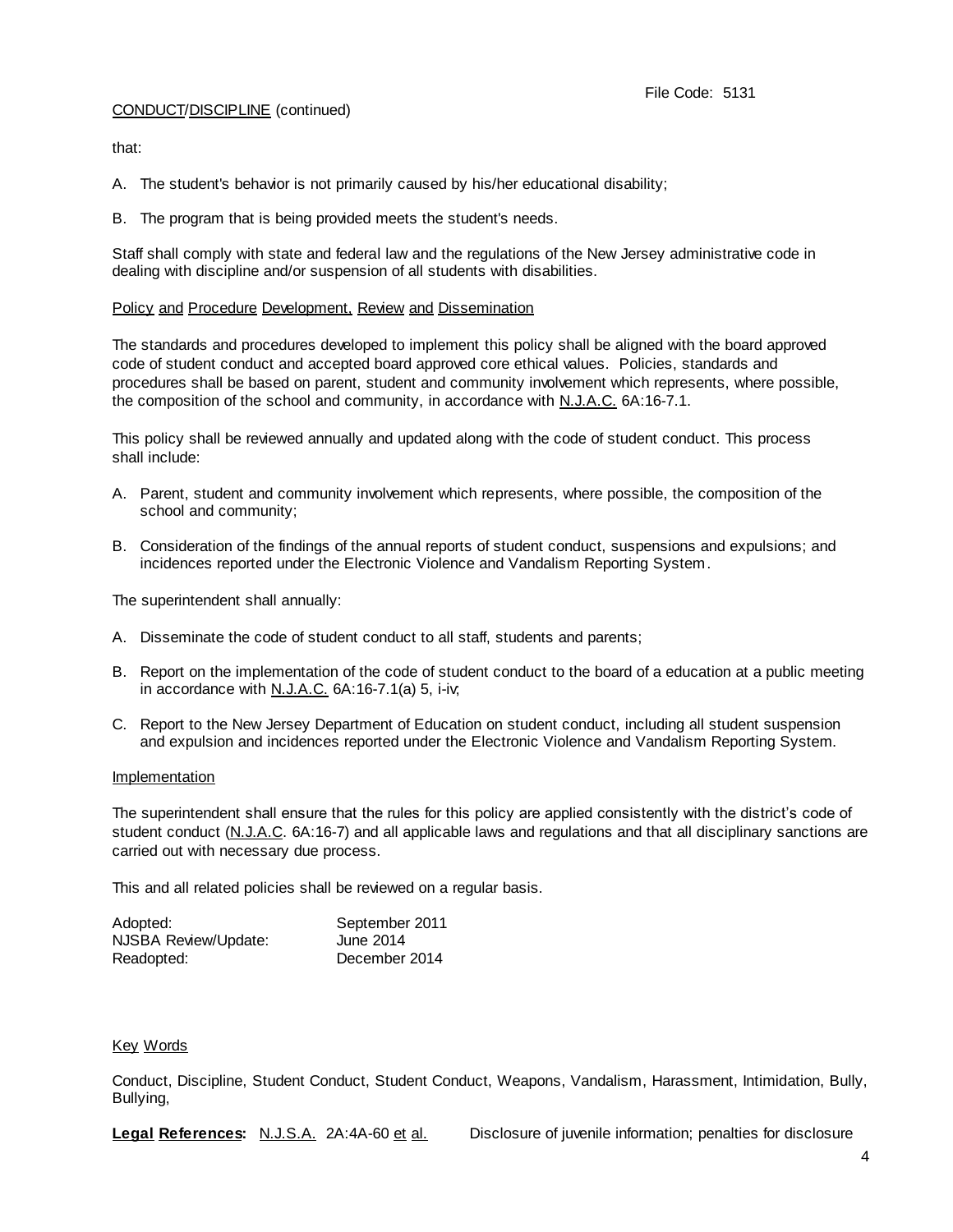that:

A. The student's behavior is not primarily caused by his/her educational disability;

B. The program that is being provided meets the student's needs.

Staff shall comply with state and federal law and the regulations of the New Jersey administrative code in dealing with discipline and/or suspension of all students with disabilities.

Policy and Procedure Development, Review and Dissemination

The standards and procedures developed to implement this policy shall be aligned with the board approved code of student conduct and accepted board approved core ethical values. Policies, standards and procedures shall be based on parent, student and community involvement which represents, where possible, the composition of the school and community, in accordance with N.J.A.C. 6A:16-7.1.

This policy shall be reviewed annually and updated along with the code of student conduct. This process shall include:

A. Parent, student and community involvement which represents, where possible, the composition of the school and community;

B. Consideration of the findings of the annual reports of student conduct, suspensions and expulsions; and incidences reported under the Electronic Violence and Vandalism Reporting System.

The superintendent shall annually:

A. Disseminate the code of student conduct to all staff, students and parents;

B. Report on the implementation of the code of student conduct to the board of a education at a public meeting in accordance with N.J.A.C. 6A:16-7.1(a) 5, i-iv;

C. Report to the New Jersey Department of Education on student conduct, including all student suspension and expulsion and incidences reported under the Electronic Violence and Vandalism Reporting System.

Implementation

The superintendent shall ensure that the rules for this policy are applied consistently with the district's code of student conduct (N.J.A.C. 6A:16-7) and all applicable laws and regulations and that all disciplinary sanctions are carried out with necessary due process.

This and all related policies shall be reviewed on a regular basis.

| | |
|---|---|
| Adopted: | September 2011 |
| NJSBA Review/Update: | June 2014 |
| Readopted: | December 2014 |

Key Words

Conduct, Discipline, Student Conduct, Student Conduct, Weapons, Vandalism, Harassment, Intimidation, Bully, Bullying,

**Legal References:** N.J.S.A. 2A:4A-60 et al. Disclosure of juvenile information; penalties for disclosure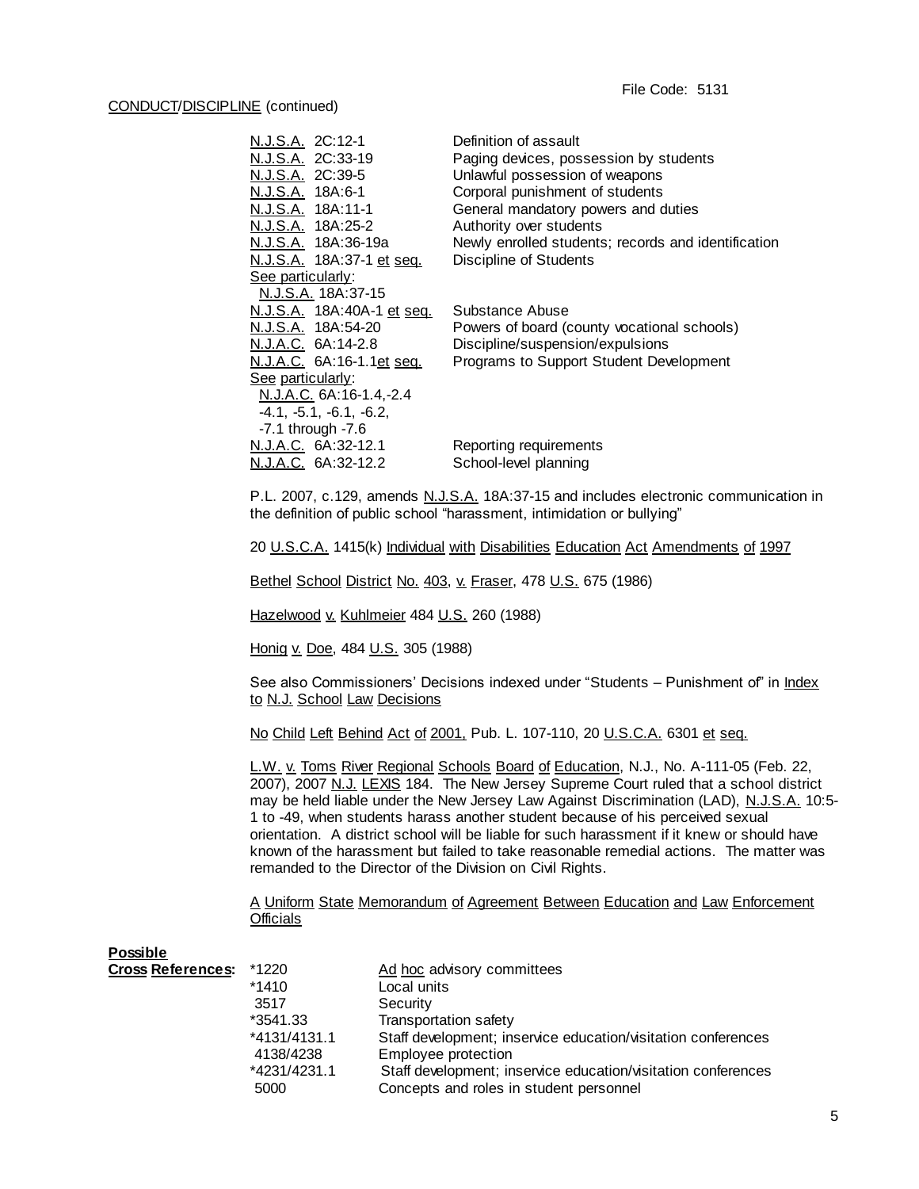File Code: 5131

CONDUCT/DISCIPLINE (continued)

| | |
|---|---|
| N.J.S.A. 2C:12-1 | Definition of assault |
| N.J.S.A. 2C:33-19 | Paging devices, possession by students |
| N.J.S.A. 2C:39-5 | Unlawful possession of weapons |
| N.J.S.A. 18A:6-1 | Corporal punishment of students |
| N.J.S.A. 18A:11-1 | General mandatory powers and duties |
| N.J.S.A. 18A:25-2 | Authority over students |
| N.J.S.A. 18A:36-19a | Newly enrolled students; records and identification |
| N.J.S.A. 18A:37-1 et seq. | Discipline of Students |
| See particularly: N.J.S.A. 18A:37-15 | |
| N.J.S.A. 18A:40A-1 et seq. | Substance Abuse |
| N.J.S.A. 18A:54-20 | Powers of board (county vocational schools) |
| N.J.A.C. 6A:14-2.8 | Discipline/suspension/expulsions |
| N.J.A.C. 6A:16-1.1et seq. | Programs to Support Student Development |
| See particularly: N.J.A.C. 6A:16-1.4,-2.4 -4.1, -5.1, -6.1, -6.2, -7.1 through -7.6 | |
| N.J.A.C. 6A:32-12.1 | Reporting requirements |
| N.J.A.C. 6A:32-12.2 | School-level planning |

P.L. 2007, c.129, amends N.J.S.A. 18A:37-15 and includes electronic communication in the definition of public school "harassment, intimidation or bullying"

20 U.S.C.A. 1415(k) Individual with Disabilities Education Act Amendments of 1997

Bethel School District No. 403, v. Fraser, 478 U.S. 675 (1986)

Hazelwood v. Kuhlmeier 484 U.S. 260 (1988)

Honig v. Doe, 484 U.S. 305 (1988)

See also Commissioners' Decisions indexed under "Students – Punishment of" in Index to N.J. School Law Decisions

No Child Left Behind Act of 2001, Pub. L. 107-110, 20 U.S.C.A. 6301 et seq.

L.W. v. Toms River Regional Schools Board of Education, N.J., No. A-111-05 (Feb. 22, 2007), 2007 N.J. LEXIS 184. The New Jersey Supreme Court ruled that a school district may be held liable under the New Jersey Law Against Discrimination (LAD), N.J.S.A. 10:5-1 to -49, when students harass another student because of his perceived sexual orientation. A district school will be liable for such harassment if it knew or should have known of the harassment but failed to take reasonable remedial actions. The matter was remanded to the Director of the Division on Civil Rights.

A Uniform State Memorandum of Agreement Between Education and Law Enforcement Officials

**Possible Cross References:**

| | |
|---|---|
| *1220 | Ad hoc advisory committees |
| *1410 | Local units |
| 3517 | Security |
| *3541.33 | Transportation safety |
| *4131/4131.1 | Staff development; inservice education/visitation conferences |
| 4138/4238 | Employee protection |
| *4231/4231.1 | Staff development; inservice education/visitation conferences |
| 5000 | Concepts and roles in student personnel |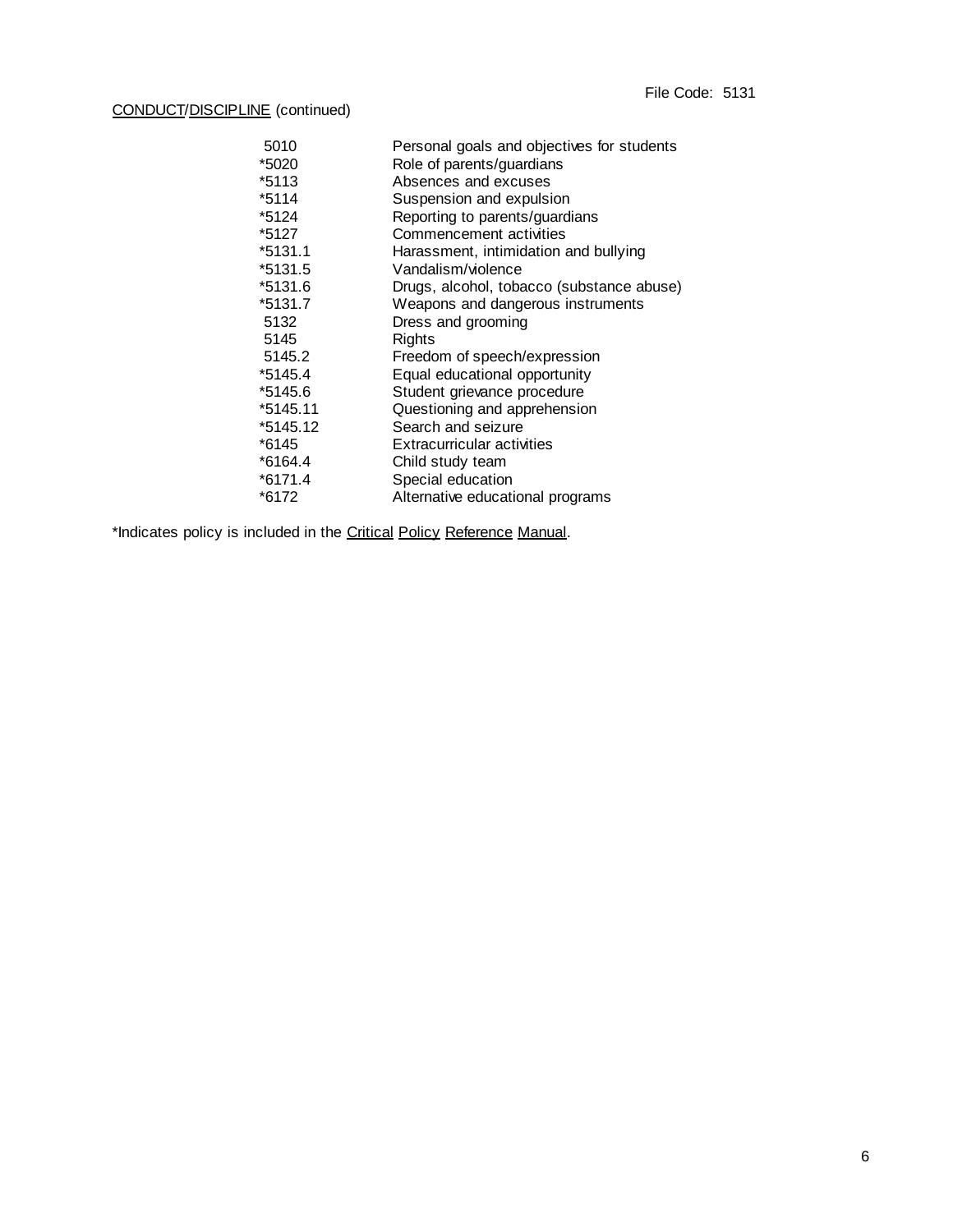File Code: 5131

CONDUCT/DISCIPLINE (continued)

| | |
|---|---|
| 5010 | Personal goals and objectives for students |
| *5020 | Role of parents/guardians |
| *5113 | Absences and excuses |
| *5114 | Suspension and expulsion |
| *5124 | Reporting to parents/guardians |
| *5127 | Commencement activities |
| *5131.1 | Harassment, intimidation and bullying |
| *5131.5 | Vandalism/violence |
| *5131.6 | Drugs, alcohol, tobacco (substance abuse) |
| *5131.7 | Weapons and dangerous instruments |
| 5132 | Dress and grooming |
| 5145 | Rights |
| 5145.2 | Freedom of speech/expression |
| *5145.4 | Equal educational opportunity |
| *5145.6 | Student grievance procedure |
| *5145.11 | Questioning and apprehension |
| *5145.12 | Search and seizure |
| *6145 | Extracurricular activities |
| *6164.4 | Child study team |
| *6171.4 | Special education |
| *6172 | Alternative educational programs |

*Indicates policy is included in the Critical Policy Reference Manual.